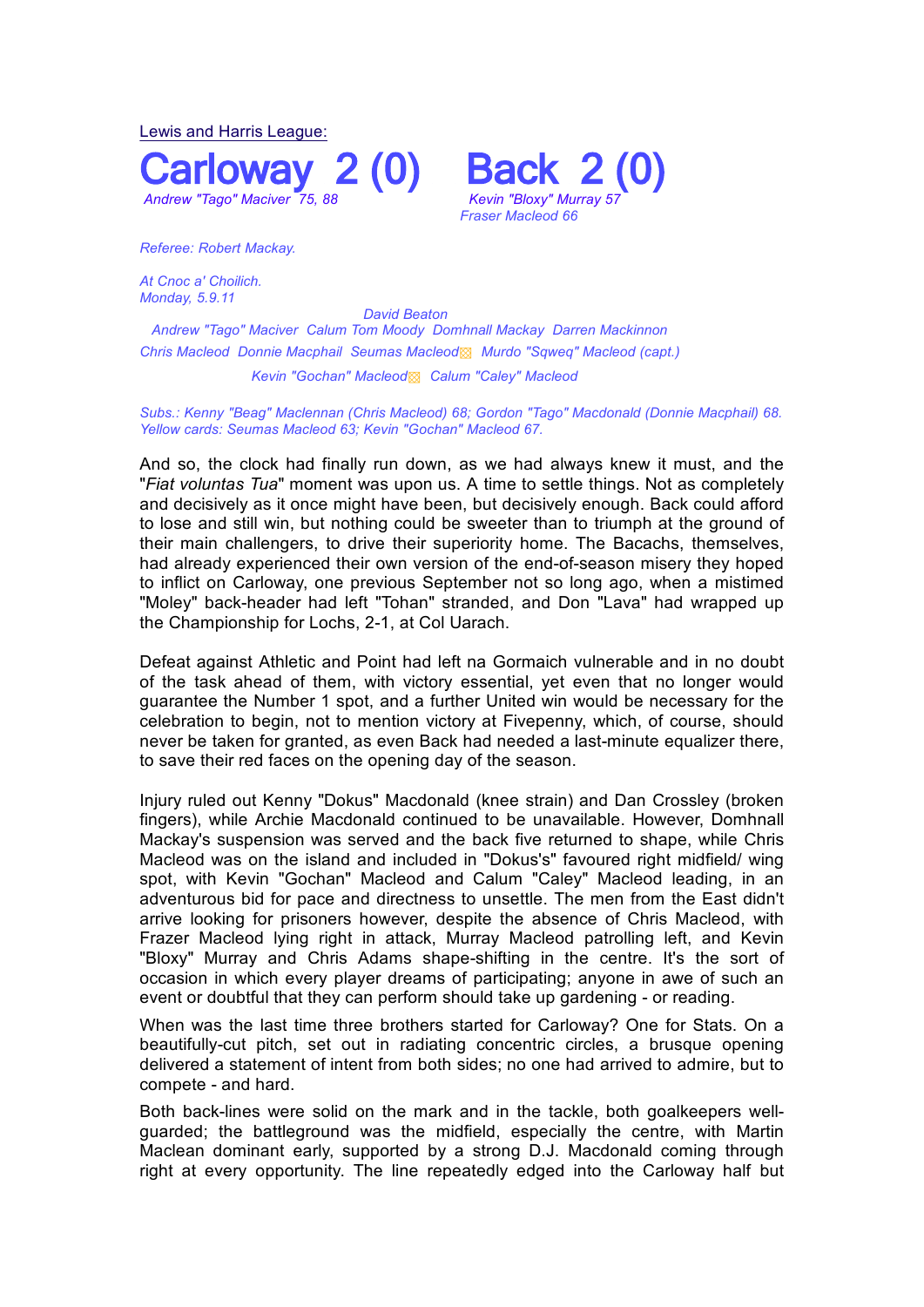Lewis and Harris League:

# Carloway 2 (0) Back 2 (0)

*Andrew "Tago" Maciver 75, 88*

*Kevin "Bloxy" Murray 57*
*Fraser Macleod 66*

*Referee: Robert Mackay.*

*At Cnoc a' Choilich.*
*Monday, 5.9.11*

*David Beaton*
*Andrew "Tago" Maciver Calum Tom Moody Domhnall Mackay Darren Mackinnon*
*Chris Macleod Donnie Macphail Seumas Macleod Murdo "Sqweq" Macleod (capt.)*
*Kevin "Gochan" Macleod Calum "Caley" Macleod*

*Subs.: Kenny "Beag" Maclennan (Chris Macleod) 68; Gordon "Tago" Macdonald (Donnie Macphail) 68.*
*Yellow cards: Seumas Macleod 63; Kevin "Gochan" Macleod 67.*

And so, the clock had finally run down, as we had always knew it must, and the "*Fiat voluntas Tua*" moment was upon us. A time to settle things. Not as completely and decisively as it once might have been, but decisively enough. Back could afford to lose and still win, but nothing could be sweeter than to triumph at the ground of their main challengers, to drive their superiority home. The Bacachs, themselves, had already experienced their own version of the end-of-season misery they hoped to inflict on Carloway, one previous September not so long ago, when a mistimed "Moley" back-header had left "Tohan" stranded, and Don "Lava" had wrapped up the Championship for Lochs, 2-1, at Col Uarach.

Defeat against Athletic and Point had left na Gormaich vulnerable and in no doubt of the task ahead of them, with victory essential, yet even that no longer would guarantee the Number 1 spot, and a further United win would be necessary for the celebration to begin, not to mention victory at Fivepenny, which, of course, should never be taken for granted, as even Back had needed a last-minute equalizer there, to save their red faces on the opening day of the season.

Injury ruled out Kenny "Dokus" Macdonald (knee strain) and Dan Crossley (broken fingers), while Archie Macdonald continued to be unavailable. However, Domhnall Mackay's suspension was served and the back five returned to shape, while Chris Macleod was on the island and included in "Dokus's" favoured right midfield/ wing spot, with Kevin "Gochan" Macleod and Calum "Caley" Macleod leading, in an adventurous bid for pace and directness to unsettle. The men from the East didn't arrive looking for prisoners however, despite the absence of Chris Macleod, with Frazer Macleod lying right in attack, Murray Macleod patrolling left, and Kevin "Bloxy" Murray and Chris Adams shape-shifting in the centre. It's the sort of occasion in which every player dreams of participating; anyone in awe of such an event or doubtful that they can perform should take up gardening - or reading.

When was the last time three brothers started for Carloway? One for Stats. On a beautifully-cut pitch, set out in radiating concentric circles, a brusque opening delivered a statement of intent from both sides; no one had arrived to admire, but to compete - and hard.

Both back-lines were solid on the mark and in the tackle, both goalkeepers well-guarded; the battleground was the midfield, especially the centre, with Martin Maclean dominant early, supported by a strong D.J. Macdonald coming through right at every opportunity. The line repeatedly edged into the Carloway half but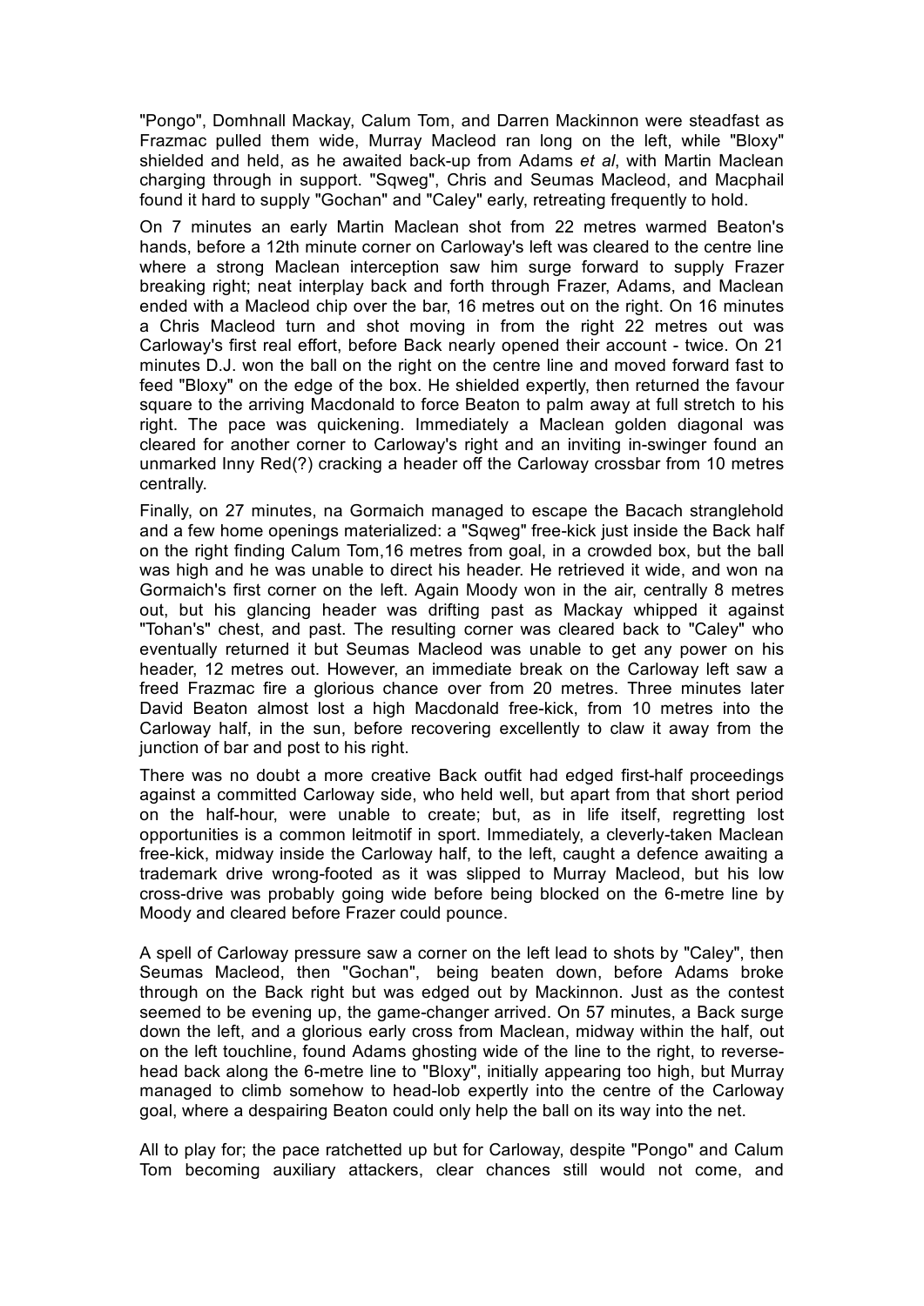"Pongo", Domhnall Mackay, Calum Tom, and Darren Mackinnon were steadfast as Frazmac pulled them wide, Murray Macleod ran long on the left, while "Bloxy" shielded and held, as he awaited back-up from Adams *et al*, with Martin Maclean charging through in support. "Sqweg", Chris and Seumas Macleod, and Macphail found it hard to supply "Gochan" and "Caley" early, retreating frequently to hold.

On 7 minutes an early Martin Maclean shot from 22 metres warmed Beaton's hands, before a 12th minute corner on Carloway's left was cleared to the centre line where a strong Maclean interception saw him surge forward to supply Frazer breaking right; neat interplay back and forth through Frazer, Adams, and Maclean ended with a Macleod chip over the bar, 16 metres out on the right. On 16 minutes a Chris Macleod turn and shot moving in from the right 22 metres out was Carloway's first real effort, before Back nearly opened their account - twice. On 21 minutes D.J. won the ball on the right on the centre line and moved forward fast to feed "Bloxy" on the edge of the box. He shielded expertly, then returned the favour square to the arriving Macdonald to force Beaton to palm away at full stretch to his right. The pace was quickening. Immediately a Maclean golden diagonal was cleared for another corner to Carloway's right and an inviting in-swinger found an unmarked Inny Red(?) cracking a header off the Carloway crossbar from 10 metres centrally.

Finally, on 27 minutes, na Gormaich managed to escape the Bacach stranglehold and a few home openings materialized: a "Sqweg" free-kick just inside the Back half on the right finding Calum Tom,16 metres from goal, in a crowded box, but the ball was high and he was unable to direct his header. He retrieved it wide, and won na Gormaich's first corner on the left. Again Moody won in the air, centrally 8 metres out, but his glancing header was drifting past as Mackay whipped it against "Tohan's" chest, and past. The resulting corner was cleared back to "Caley" who eventually returned it but Seumas Macleod was unable to get any power on his header, 12 metres out. However, an immediate break on the Carloway left saw a freed Frazmac fire a glorious chance over from 20 metres. Three minutes later David Beaton almost lost a high Macdonald free-kick, from 10 metres into the Carloway half, in the sun, before recovering excellently to claw it away from the junction of bar and post to his right.

There was no doubt a more creative Back outfit had edged first-half proceedings against a committed Carloway side, who held well, but apart from that short period on the half-hour, were unable to create; but, as in life itself, regretting lost opportunities is a common leitmotif in sport. Immediately, a cleverly-taken Maclean free-kick, midway inside the Carloway half, to the left, caught a defence awaiting a trademark drive wrong-footed as it was slipped to Murray Macleod, but his low cross-drive was probably going wide before being blocked on the 6-metre line by Moody and cleared before Frazer could pounce.

A spell of Carloway pressure saw a corner on the left lead to shots by "Caley", then Seumas Macleod, then "Gochan", being beaten down, before Adams broke through on the Back right but was edged out by Mackinnon. Just as the contest seemed to be evening up, the game-changer arrived. On 57 minutes, a Back surge down the left, and a glorious early cross from Maclean, midway within the half, out on the left touchline, found Adams ghosting wide of the line to the right, to reverse-head back along the 6-metre line to "Bloxy", initially appearing too high, but Murray managed to climb somehow to head-lob expertly into the centre of the Carloway goal, where a despairing Beaton could only help the ball on its way into the net.

All to play for; the pace ratchetted up but for Carloway, despite "Pongo" and Calum Tom becoming auxiliary attackers, clear chances still would not come, and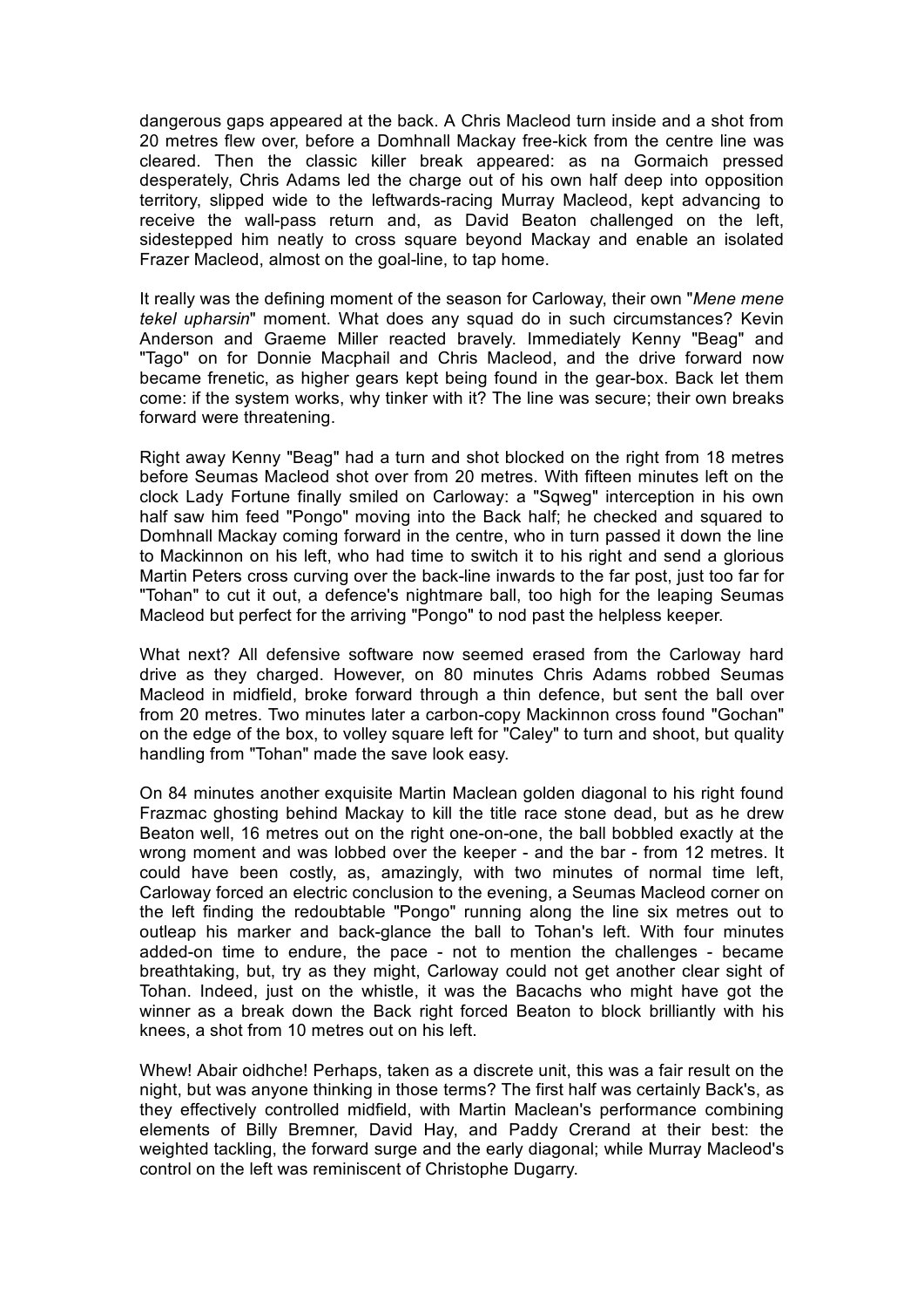dangerous gaps appeared at the back. A Chris Macleod turn inside and a shot from 20 metres flew over, before a Domhnall Mackay free-kick from the centre line was cleared. Then the classic killer break appeared: as na Gormaich pressed desperately, Chris Adams led the charge out of his own half deep into opposition territory, slipped wide to the leftwards-racing Murray Macleod, kept advancing to receive the wall-pass return and, as David Beaton challenged on the left, sidestepped him neatly to cross square beyond Mackay and enable an isolated Frazer Macleod, almost on the goal-line, to tap home.

It really was the defining moment of the season for Carloway, their own "*Mene mene tekel upharsin*" moment. What does any squad do in such circumstances? Kevin Anderson and Graeme Miller reacted bravely. Immediately Kenny "Beag" and "Tago" on for Donnie Macphail and Chris Macleod, and the drive forward now became frenetic, as higher gears kept being found in the gear-box. Back let them come: if the system works, why tinker with it? The line was secure; their own breaks forward were threatening.

Right away Kenny "Beag" had a turn and shot blocked on the right from 18 metres before Seumas Macleod shot over from 20 metres. With fifteen minutes left on the clock Lady Fortune finally smiled on Carloway: a "Sqweg" interception in his own half saw him feed "Pongo" moving into the Back half; he checked and squared to Domhnall Mackay coming forward in the centre, who in turn passed it down the line to Mackinnon on his left, who had time to switch it to his right and send a glorious Martin Peters cross curving over the back-line inwards to the far post, just too far for "Tohan" to cut it out, a defence's nightmare ball, too high for the leaping Seumas Macleod but perfect for the arriving "Pongo" to nod past the helpless keeper.

What next? All defensive software now seemed erased from the Carloway hard drive as they charged. However, on 80 minutes Chris Adams robbed Seumas Macleod in midfield, broke forward through a thin defence, but sent the ball over from 20 metres. Two minutes later a carbon-copy Mackinnon cross found "Gochan" on the edge of the box, to volley square left for "Caley" to turn and shoot, but quality handling from "Tohan" made the save look easy.

On 84 minutes another exquisite Martin Maclean golden diagonal to his right found Frazmac ghosting behind Mackay to kill the title race stone dead, but as he drew Beaton well, 16 metres out on the right one-on-one, the ball bobbled exactly at the wrong moment and was lobbed over the keeper - and the bar - from 12 metres. It could have been costly, as, amazingly, with two minutes of normal time left, Carloway forced an electric conclusion to the evening, a Seumas Macleod corner on the left finding the redoubtable "Pongo" running along the line six metres out to outleap his marker and back-glance the ball to Tohan's left. With four minutes added-on time to endure, the pace - not to mention the challenges - became breathtaking, but, try as they might, Carloway could not get another clear sight of Tohan. Indeed, just on the whistle, it was the Bacachs who might have got the winner as a break down the Back right forced Beaton to block brilliantly with his knees, a shot from 10 metres out on his left.

Whew! Abair oidhche! Perhaps, taken as a discrete unit, this was a fair result on the night, but was anyone thinking in those terms? The first half was certainly Back's, as they effectively controlled midfield, with Martin Maclean's performance combining elements of Billy Bremner, David Hay, and Paddy Crerand at their best: the weighted tackling, the forward surge and the early diagonal; while Murray Macleod's control on the left was reminiscent of Christophe Dugarry.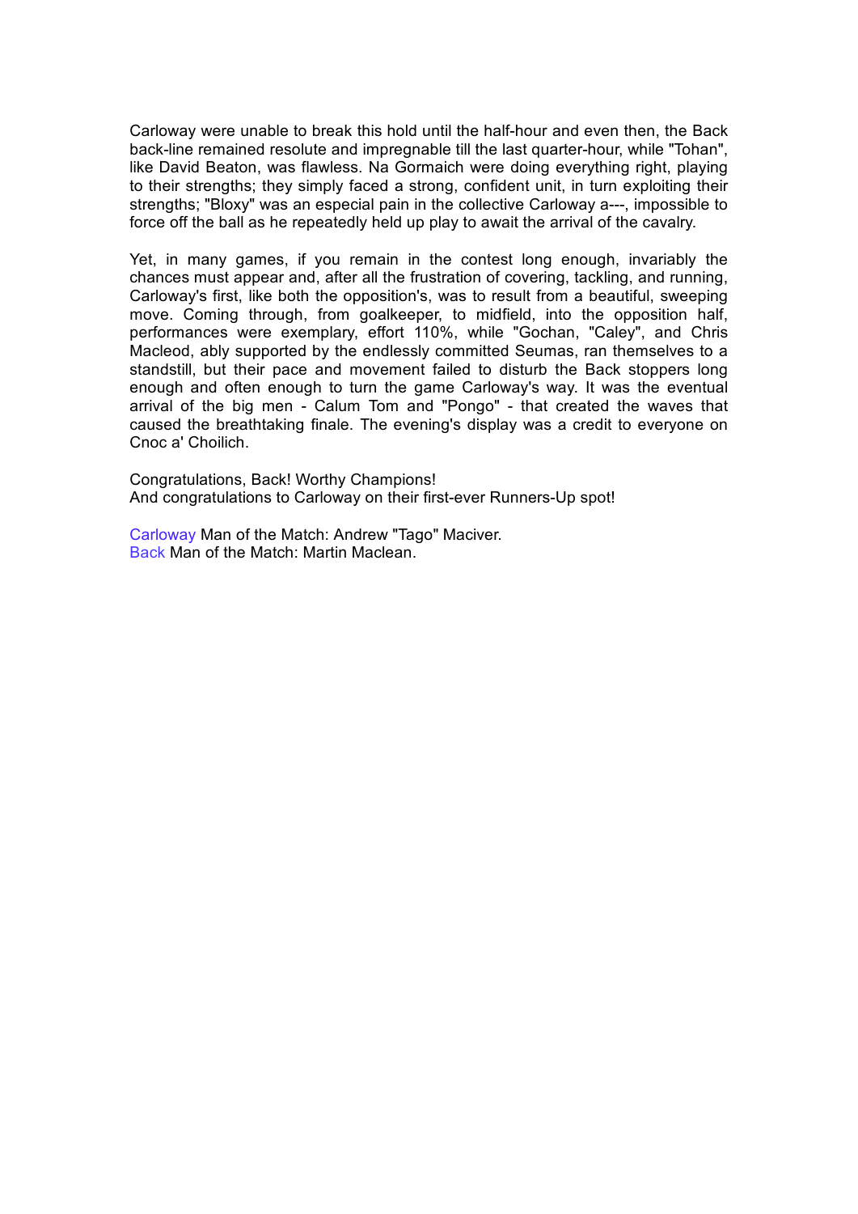Carloway were unable to break this hold until the half-hour and even then, the Back back-line remained resolute and impregnable till the last quarter-hour, while "Tohan", like David Beaton, was flawless. Na Gormaich were doing everything right, playing to their strengths; they simply faced a strong, confident unit, in turn exploiting their strengths; "Bloxy" was an especial pain in the collective Carloway a---, impossible to force off the ball as he repeatedly held up play to await the arrival of the cavalry.

Yet, in many games, if you remain in the contest long enough, invariably the chances must appear and, after all the frustration of covering, tackling, and running, Carloway's first, like both the opposition's, was to result from a beautiful, sweeping move. Coming through, from goalkeeper, to midfield, into the opposition half, performances were exemplary, effort 110%, while "Gochan, "Caley", and Chris Macleod, ably supported by the endlessly committed Seumas, ran themselves to a standstill, but their pace and movement failed to disturb the Back stoppers long enough and often enough to turn the game Carloway's way. It was the eventual arrival of the big men - Calum Tom and "Pongo" - that created the waves that caused the breathtaking finale. The evening's display was a credit to everyone on Cnoc a' Choilich.

Congratulations, Back! Worthy Champions!
And congratulations to Carloway on their first-ever Runners-Up spot!

Carloway Man of the Match: Andrew "Tago" Maciver.
Back Man of the Match: Martin Maclean.